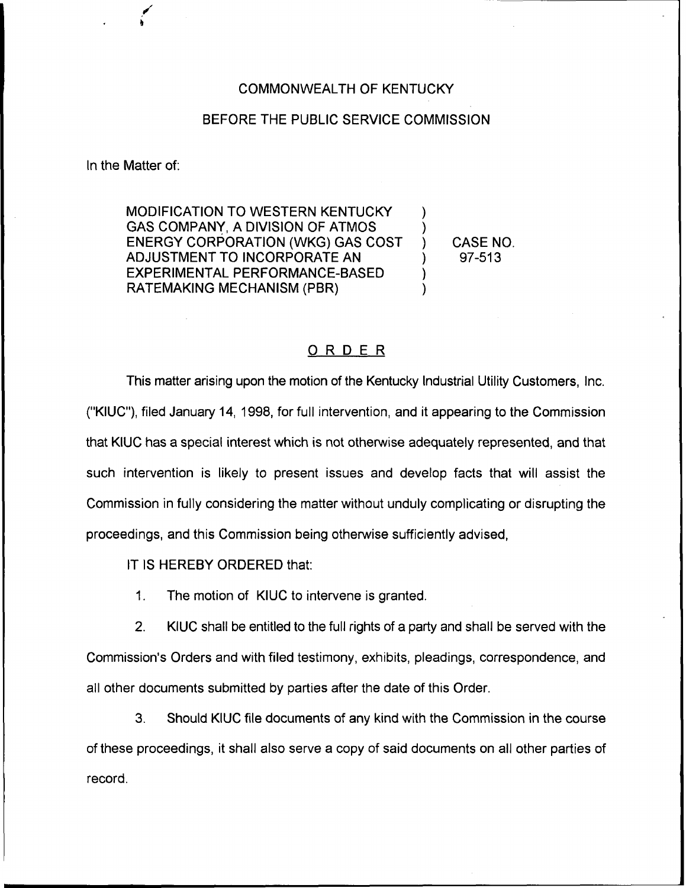COMMONWEALTH OF KENTUCKY

BEFORE THE PUBLIC SERVICE COMMISSION

In the Matter of:

| | | |
|---|---|---|
| MODIFICATION TO WESTERN KENTUCKY GAS COMPANY, A DIVISION OF ATMOS ENERGY CORPORATION (WKG) GAS COST ADJUSTMENT TO INCORPORATE AN EXPERIMENTAL PERFORMANCE-BASED RATEMAKING MECHANISM (PBR) | ) | CASE NO. 97-513 |

## ORDER

This matter arising upon the motion of the Kentucky Industrial Utility Customers, Inc. ("KIUC"), filed January 14, 1998, for full intervention, and it appearing to the Commission that KIUC has a special interest which is not otherwise adequately represented, and that such intervention is likely to present issues and develop facts that will assist the Commission in fully considering the matter without unduly complicating or disrupting the proceedings, and this Commission being otherwise sufficiently advised,

IT IS HEREBY ORDERED that:

1. The motion of KIUC to intervene is granted.

2. KIUC shall be entitled to the full rights of a party and shall be served with the Commission's Orders and with filed testimony, exhibits, pleadings, correspondence, and all other documents submitted by parties after the date of this Order.

3. Should KIUC file documents of any kind with the Commission in the course of these proceedings, it shall also serve a copy of said documents on all other parties of record.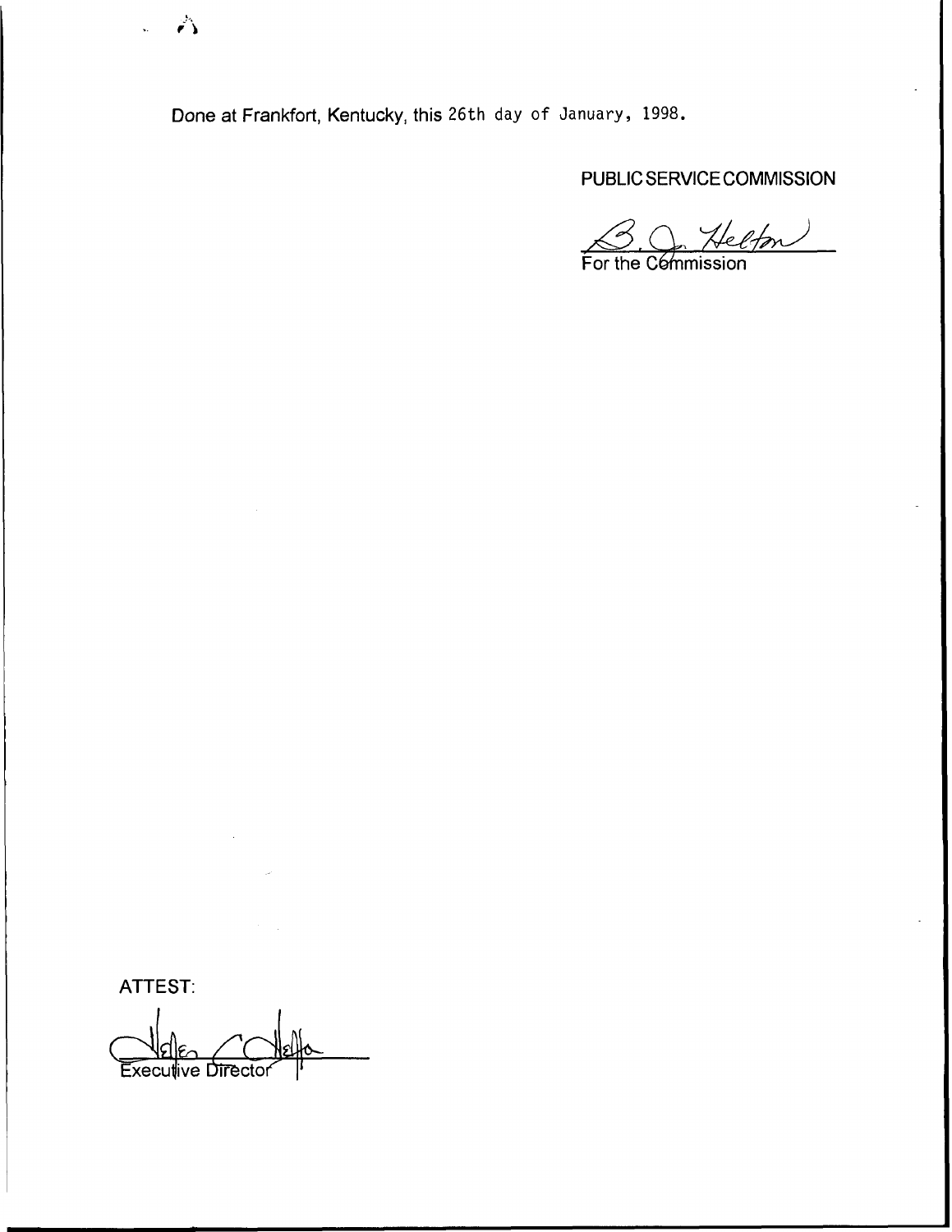Done at Frankfort, Kentucky, this 26th day of January, 1998.

PUBLIC SERVICE COMMISSION

For the Commission

ATTEST:

Executive Director